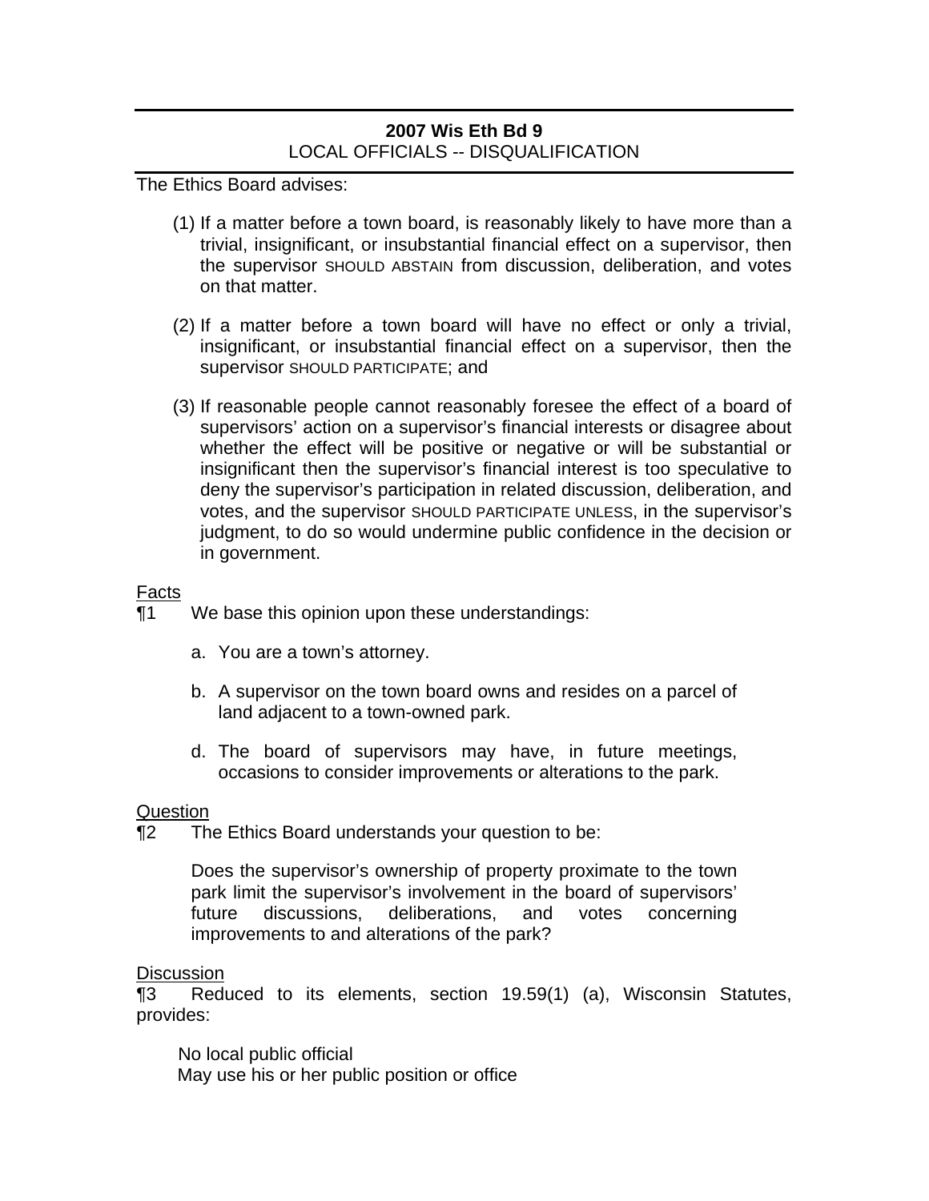**2007 Wis Eth Bd 9**
LOCAL OFFICIALS -- DISQUALIFICATION

The Ethics Board advises:

(1) If a matter before a town board, is reasonably likely to have more than a trivial, insignificant, or insubstantial financial effect on a supervisor, then the supervisor SHOULD ABSTAIN from discussion, deliberation, and votes on that matter.

(2) If a matter before a town board will have no effect or only a trivial, insignificant, or insubstantial financial effect on a supervisor, then the supervisor SHOULD PARTICIPATE; and

(3) If reasonable people cannot reasonably foresee the effect of a board of supervisors' action on a supervisor's financial interests or disagree about whether the effect will be positive or negative or will be substantial or insignificant then the supervisor's financial interest is too speculative to deny the supervisor's participation in related discussion, deliberation, and votes, and the supervisor SHOULD PARTICIPATE UNLESS, in the supervisor's judgment, to do so would undermine public confidence in the decision or in government.

Facts

¶1 We base this opinion upon these understandings:

a. You are a town's attorney.

b. A supervisor on the town board owns and resides on a parcel of land adjacent to a town-owned park.

d. The board of supervisors may have, in future meetings, occasions to consider improvements or alterations to the park.

Question

¶2 The Ethics Board understands your question to be:

> Does the supervisor's ownership of property proximate to the town park limit the supervisor's involvement in the board of supervisors' future discussions, deliberations, and votes concerning improvements to and alterations of the park?

Discussion

¶3 Reduced to its elements, section 19.59(1) (a), Wisconsin Statutes, provides:

> No local public official
> May use his or her public position or office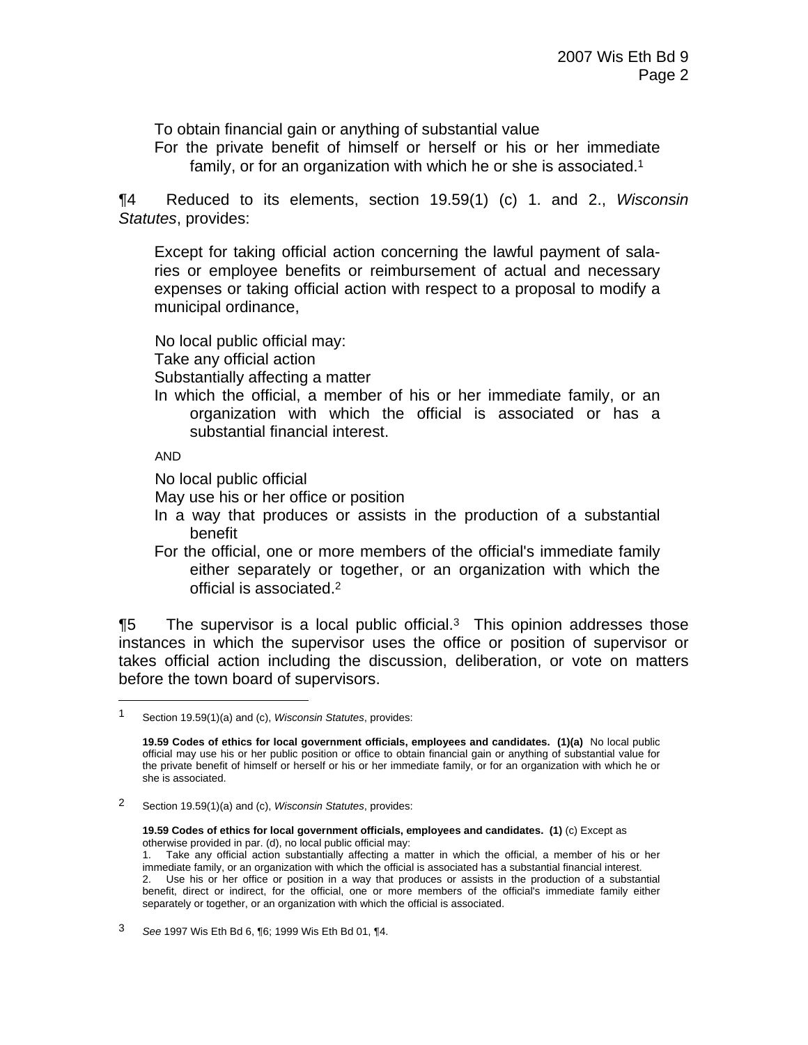To obtain financial gain or anything of substantial value
For the private benefit of himself or herself or his or her immediate family, or for an organization with which he or she is associated.[1]

¶4 Reduced to its elements, section 19.59(1) (c) 1. and 2., *Wisconsin Statutes*, provides:

> Except for taking official action concerning the lawful payment of salaries or employee benefits or reimbursement of actual and necessary expenses or taking official action with respect to a proposal to modify a municipal ordinance,
>
> No local public official may:
> Take any official action
> Substantially affecting a matter
> In which the official, a member of his or her immediate family, or an organization with which the official is associated or has a substantial financial interest.
>
> AND
>
> No local public official
> May use his or her office or position
> In a way that produces or assists in the production of a substantial benefit
> For the official, one or more members of the official's immediate family either separately or together, or an organization with which the official is associated.[2]

¶5 The supervisor is a local public official.[3] This opinion addresses those instances in which the supervisor uses the office or position of supervisor or takes official action including the discussion, deliberation, or vote on matters before the town board of supervisors.

---

[1] Section 19.59(1)(a) and (c), *Wisconsin Statutes*, provides:

**19.59 Codes of ethics for local government officials, employees and candidates. (1)(a)** No local public official may use his or her public position or office to obtain financial gain or anything of substantial value for the private benefit of himself or herself or his or her immediate family, or for an organization with which he or she is associated.

[2] Section 19.59(1)(a) and (c), *Wisconsin Statutes*, provides:

**19.59 Codes of ethics for local government officials, employees and candidates. (1)** (c) Except as otherwise provided in par. (d), no local public official may:
1. Take any official action substantially affecting a matter in which the official, a member of his or her immediate family, or an organization with which the official is associated has a substantial financial interest.
2. Use his or her office or position in a way that produces or assists in the production of a substantial benefit, direct or indirect, for the official, one or more members of the official's immediate family either separately or together, or an organization with which the official is associated.

[3] *See* 1997 Wis Eth Bd 6, ¶6; 1999 Wis Eth Bd 01, ¶4.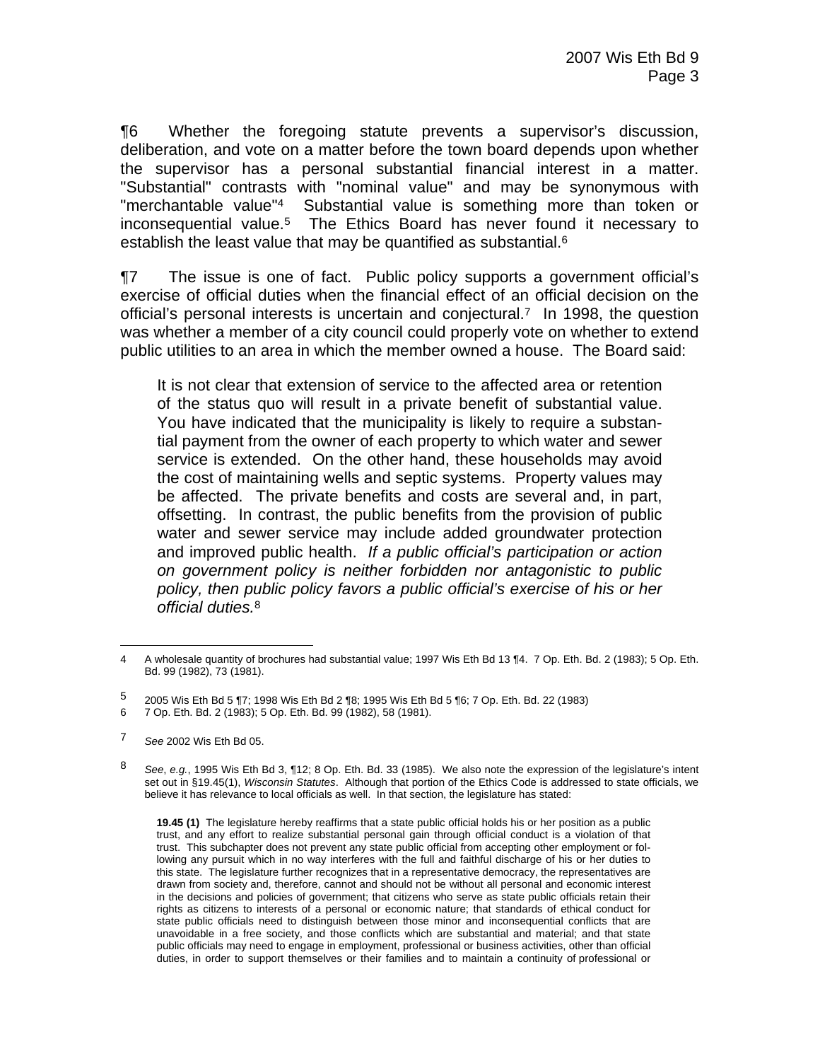¶6 Whether the foregoing statute prevents a supervisor's discussion, deliberation, and vote on a matter before the town board depends upon whether the supervisor has a personal substantial financial interest in a matter. "Substantial" contrasts with "nominal value" and may be synonymous with "merchantable value"[4] Substantial value is something more than token or inconsequential value.[5] The Ethics Board has never found it necessary to establish the least value that may be quantified as substantial.[6]

¶7 The issue is one of fact. Public policy supports a government official's exercise of official duties when the financial effect of an official decision on the official's personal interests is uncertain and conjectural.[7] In 1998, the question was whether a member of a city council could properly vote on whether to extend public utilities to an area in which the member owned a house. The Board said:

> It is not clear that extension of service to the affected area or retention of the status quo will result in a private benefit of substantial value. You have indicated that the municipality is likely to require a substantial payment from the owner of each property to which water and sewer service is extended. On the other hand, these households may avoid the cost of maintaining wells and septic systems. Property values may be affected. The private benefits and costs are several and, in part, offsetting. In contrast, the public benefits from the provision of public water and sewer service may include added groundwater protection and improved public health. *If a public official's participation or action on government policy is neither forbidden nor antagonistic to public policy, then public policy favors a public official's exercise of his or her official duties.*[8]

---

4 A wholesale quantity of brochures had substantial value; 1997 Wis Eth Bd 13 ¶4. 7 Op. Eth. Bd. 2 (1983); 5 Op. Eth. Bd. 99 (1982), 73 (1981).

5 2005 Wis Eth Bd 5 ¶7; 1998 Wis Eth Bd 2 ¶8; 1995 Wis Eth Bd 5 ¶6; 7 Op. Eth. Bd. 22 (1983)

6 7 Op. Eth. Bd. 2 (1983); 5 Op. Eth. Bd. 99 (1982), 58 (1981).

7 *See* 2002 Wis Eth Bd 05.

8 *See*, *e.g.*, 1995 Wis Eth Bd 3, ¶12; 8 Op. Eth. Bd. 33 (1985). We also note the expression of the legislature's intent set out in §19.45(1), *Wisconsin Statutes*. Although that portion of the Ethics Code is addressed to state officials, we believe it has relevance to local officials as well. In that section, the legislature has stated:

> **19.45 (1)** The legislature hereby reaffirms that a state public official holds his or her position as a public trust, and any effort to realize substantial personal gain through official conduct is a violation of that trust. This subchapter does not prevent any state public official from accepting other employment or following any pursuit which in no way interferes with the full and faithful discharge of his or her duties to this state. The legislature further recognizes that in a representative democracy, the representatives are drawn from society and, therefore, cannot and should not be without all personal and economic interest in the decisions and policies of government; that citizens who serve as state public officials retain their rights as citizens to interests of a personal or economic nature; that standards of ethical conduct for state public officials need to distinguish between those minor and inconsequential conflicts that are unavoidable in a free society, and those conflicts which are substantial and material; and that state public officials may need to engage in employment, professional or business activities, other than official duties, in order to support themselves or their families and to maintain a continuity of professional or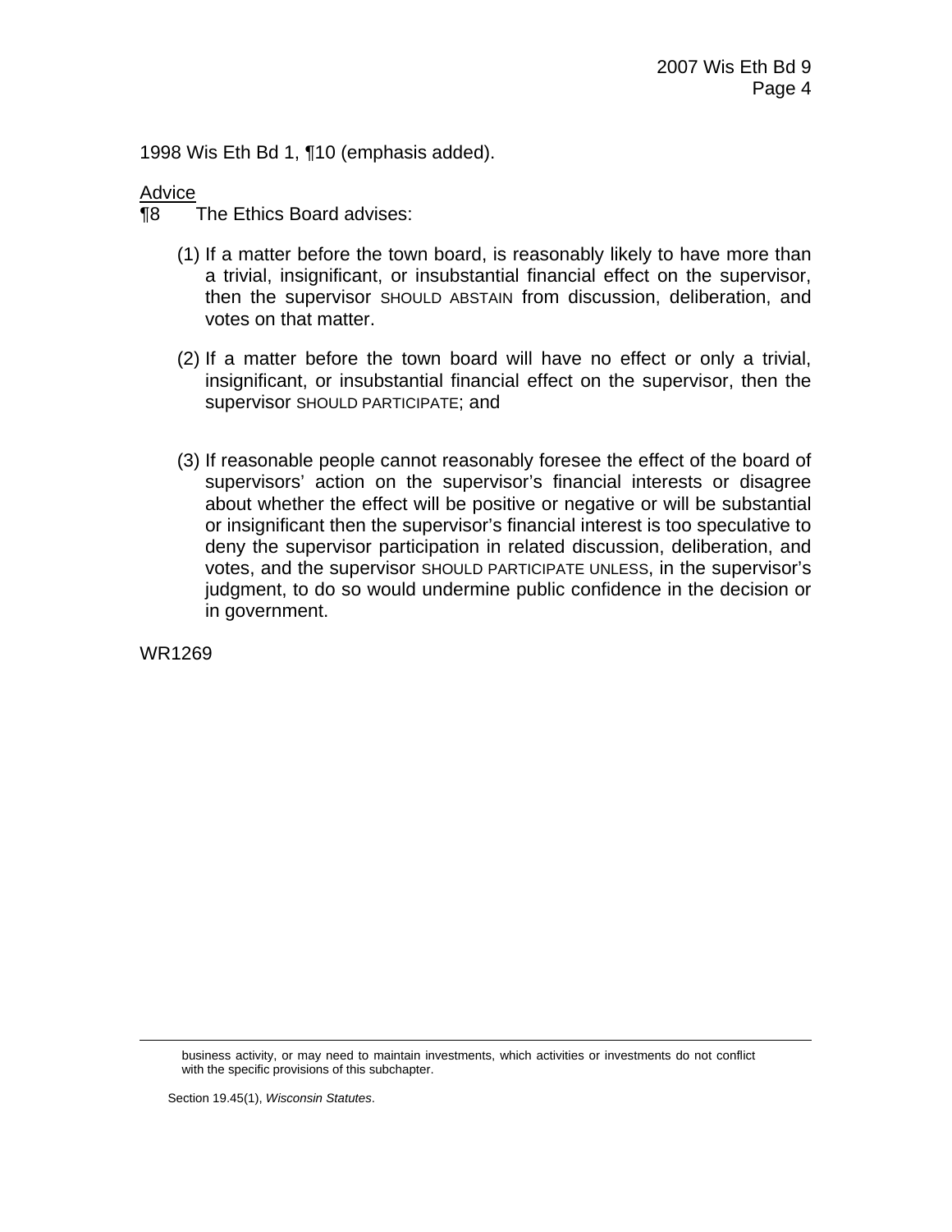1998 Wis Eth Bd 1, ¶10 (emphasis added).

Advice

¶8 The Ethics Board advises:

(1) If a matter before the town board, is reasonably likely to have more than a trivial, insignificant, or insubstantial financial effect on the supervisor, then the supervisor SHOULD ABSTAIN from discussion, deliberation, and votes on that matter.

(2) If a matter before the town board will have no effect or only a trivial, insignificant, or insubstantial financial effect on the supervisor, then the supervisor SHOULD PARTICIPATE; and

(3) If reasonable people cannot reasonably foresee the effect of the board of supervisors' action on the supervisor's financial interests or disagree about whether the effect will be positive or negative or will be substantial or insignificant then the supervisor's financial interest is too speculative to deny the supervisor participation in related discussion, deliberation, and votes, and the supervisor SHOULD PARTICIPATE UNLESS, in the supervisor's judgment, to do so would undermine public confidence in the decision or in government.

WR1269

---

business activity, or may need to maintain investments, which activities or investments do not conflict with the specific provisions of this subchapter.

Section 19.45(1), *Wisconsin Statutes*.